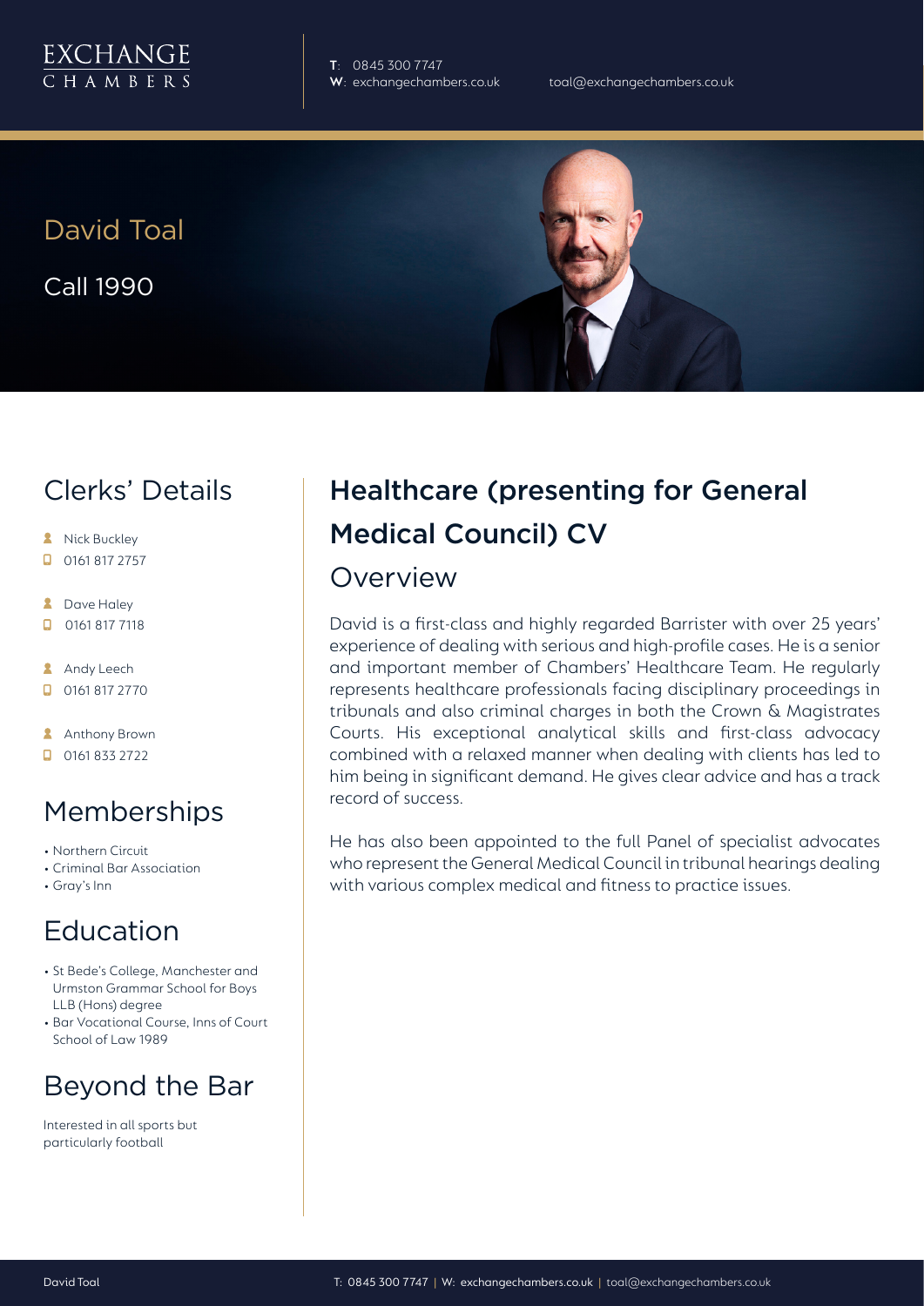EXCHANGE CHAMBERS

T: 0845 300 7747
W: exchangechambers.co.uk
toal@exchangechambers.co.uk

# David Toal

Call 1990

## Clerks' Details

- Nick Buckley
- 0161 817 2757
- Dave Haley
- 0161 817 7118
- Andy Leech
- 0161 817 2770
- Anthony Brown
- 0161 833 2722

## Memberships

- Northern Circuit
- Criminal Bar Association
- Gray's Inn

## Education

- St Bede's College, Manchester and Urmston Grammar School for Boys LLB (Hons) degree
- Bar Vocational Course, Inns of Court School of Law 1989

## Beyond the Bar

Interested in all sports but particularly football

## Healthcare (presenting for General Medical Council) CV

### Overview

David is a first-class and highly regarded Barrister with over 25 years' experience of dealing with serious and high-profile cases. He is a senior and important member of Chambers' Healthcare Team. He regularly represents healthcare professionals facing disciplinary proceedings in tribunals and also criminal charges in both the Crown & Magistrates Courts. His exceptional analytical skills and first-class advocacy combined with a relaxed manner when dealing with clients has led to him being in significant demand. He gives clear advice and has a track record of success.

He has also been appointed to the full Panel of specialist advocates who represent the General Medical Council in tribunal hearings dealing with various complex medical and fitness to practice issues.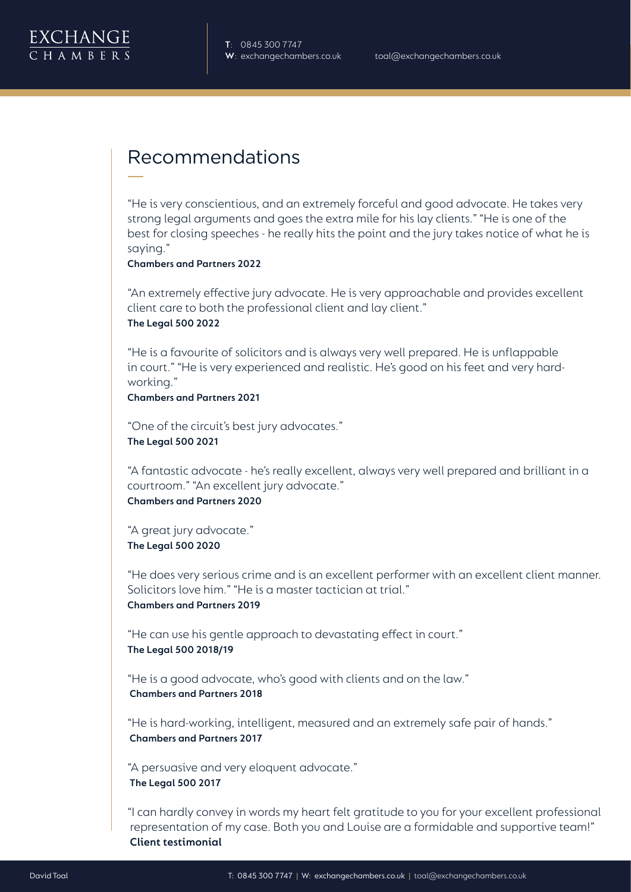## Recommendations

"He is very conscientious, and an extremely forceful and good advocate. He takes very strong legal arguments and goes the extra mile for his lay clients." "He is one of the best for closing speeches - he really hits the point and the jury takes notice of what he is saying."
**Chambers and Partners 2022**

"An extremely effective jury advocate. He is very approachable and provides excellent client care to both the professional client and lay client."
**The Legal 500 2022**

"He is a favourite of solicitors and is always very well prepared. He is unflappable in court." "He is very experienced and realistic. He's good on his feet and very hard-working."
**Chambers and Partners 2021**

"One of the circuit's best jury advocates."
**The Legal 500 2021**

"A fantastic advocate - he's really excellent, always very well prepared and brilliant in a courtroom." "An excellent jury advocate."
**Chambers and Partners 2020**

"A great jury advocate."
**The Legal 500 2020**

"He does very serious crime and is an excellent performer with an excellent client manner. Solicitors love him." "He is a master tactician at trial."
**Chambers and Partners 2019**

"He can use his gentle approach to devastating effect in court."
**The Legal 500 2018/19**

"He is a good advocate, who's good with clients and on the law."
**Chambers and Partners 2018**

"He is hard-working, intelligent, measured and an extremely safe pair of hands."
**Chambers and Partners 2017**

"A persuasive and very eloquent advocate."
**The Legal 500 2017**

"I can hardly convey in words my heart felt gratitude to you for your excellent professional representation of my case. Both you and Louise are a formidable and supportive team!"
**Client testimonial**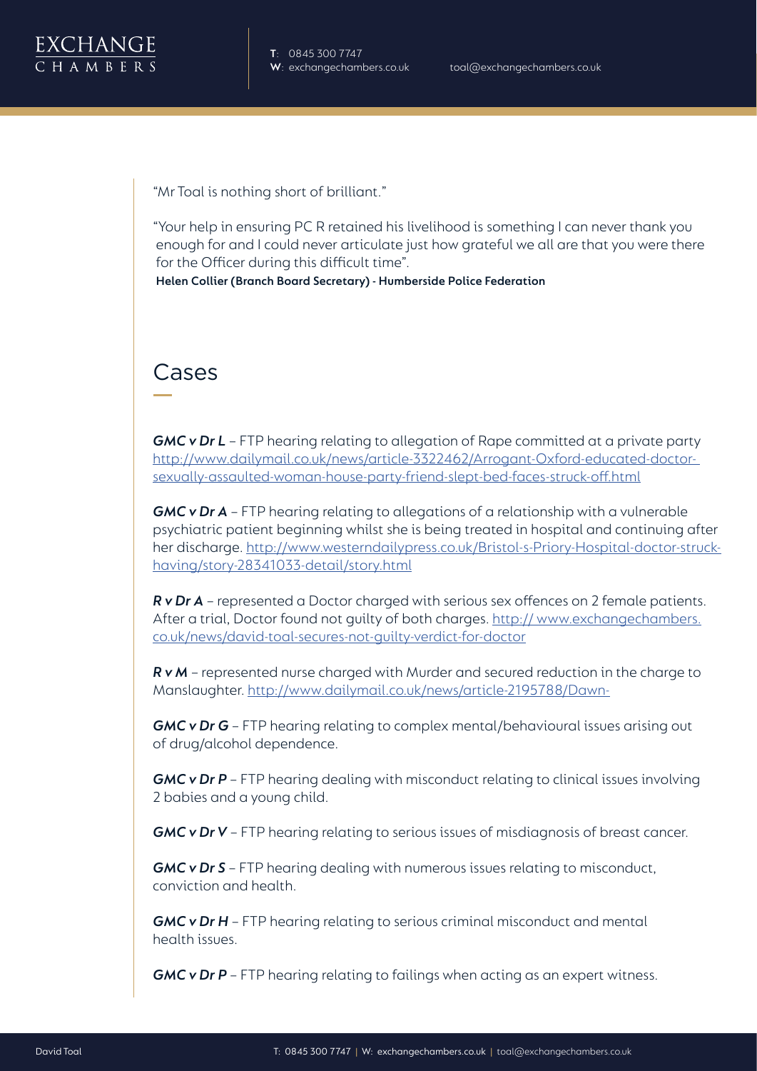"Mr Toal is nothing short of brilliant."

"Your help in ensuring PC R retained his livelihood is something I can never thank you enough for and I could never articulate just how grateful we all are that you were there for the Officer during this difficult time".
**Helen Collier (Branch Board Secretary) - Humberside Police Federation**

## Cases

***GMC v Dr L*** – FTP hearing relating to allegation of Rape committed at a private party http://www.dailymail.co.uk/news/article-3322462/Arrogant-Oxford-educated-doctor-sexually-assaulted-woman-house-party-friend-slept-bed-faces-struck-off.html

***GMC v Dr A*** – FTP hearing relating to allegations of a relationship with a vulnerable psychiatric patient beginning whilst she is being treated in hospital and continuing after her discharge. http://www.westerndailypress.co.uk/Bristol-s-Priory-Hospital-doctor-struck-having/story-28341033-detail/story.html

***R v Dr A*** – represented a Doctor charged with serious sex offences on 2 female patients. After a trial, Doctor found not guilty of both charges. http:// www.exchangechambers.co.uk/news/david-toal-secures-not-guilty-verdict-for-doctor

***R v M*** – represented nurse charged with Murder and secured reduction in the charge to Manslaughter. http://www.dailymail.co.uk/news/article-2195788/Dawn-

***GMC v Dr G*** – FTP hearing relating to complex mental/behavioural issues arising out of drug/alcohol dependence.

***GMC v Dr P*** – FTP hearing dealing with misconduct relating to clinical issues involving 2 babies and a young child.

***GMC v Dr V*** – FTP hearing relating to serious issues of misdiagnosis of breast cancer.

***GMC v Dr S*** – FTP hearing dealing with numerous issues relating to misconduct, conviction and health.

***GMC v Dr H*** – FTP hearing relating to serious criminal misconduct and mental health issues.

***GMC v Dr P*** – FTP hearing relating to failings when acting as an expert witness.